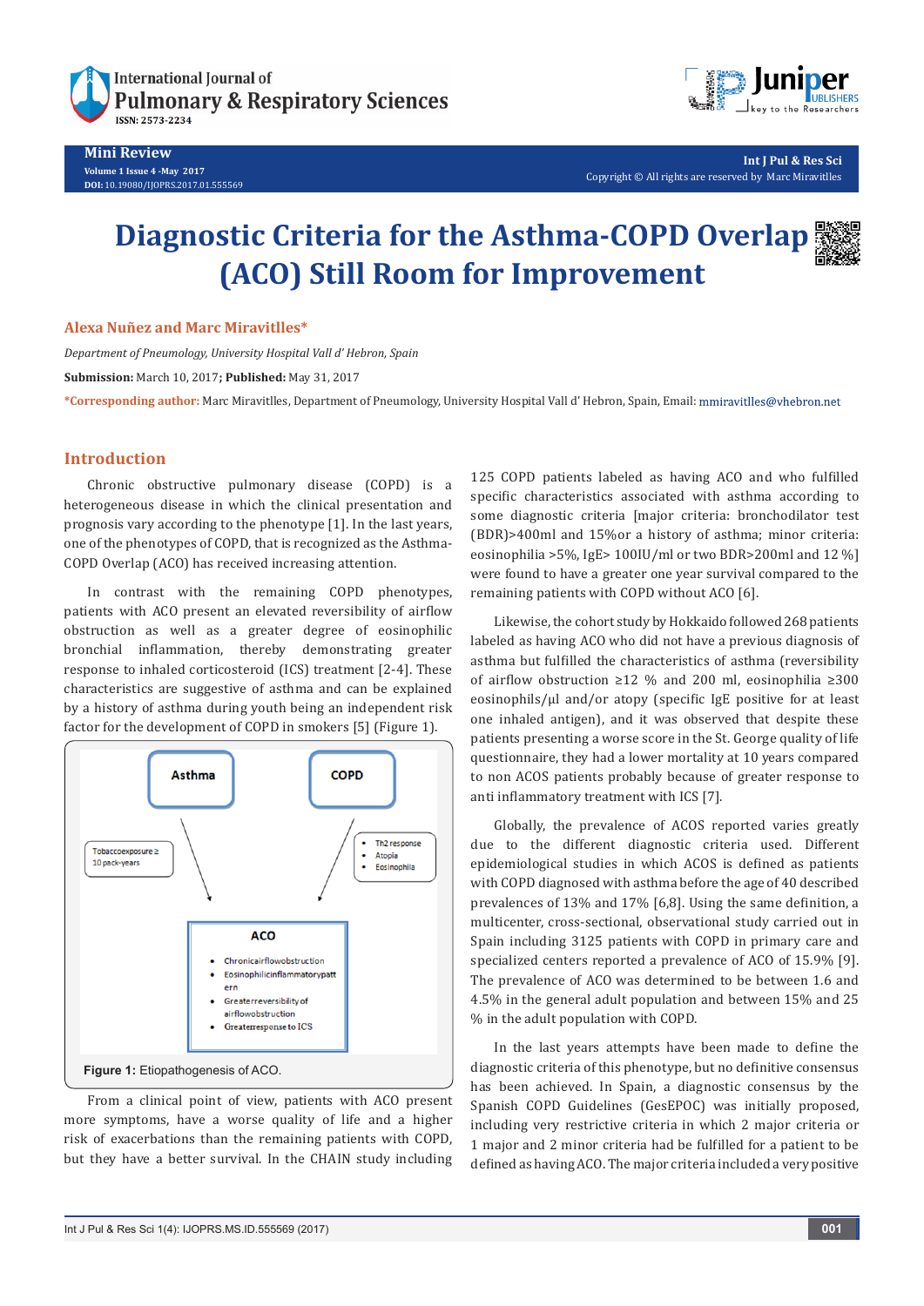Mini Review
Volume 1 Issue 4 -May 2017
DOI: 10.19080/IJOPRS.2017.01.555569

Int J Pul & Res Sci
Copyright © All rights are reserved by Marc Miravitlles

# Diagnostic Criteria for the Asthma-COPD Overlap (ACO) Still Room for Improvement

**Alexa Nuñez and Marc Miravitlles***

*Department of Pneumology, University Hospital Vall d' Hebron, Spain*

**Submission:** March 10, 2017**; Published:** May 31, 2017

***Corresponding author:** Marc Miravitlles, Department of Pneumology, University Hospital Vall d' Hebron, Spain, Email: mmiravitlles@vhebron.net

## Introduction

Chronic obstructive pulmonary disease (COPD) is a heterogeneous disease in which the clinical presentation and prognosis vary according to the phenotype [1]. In the last years, one of the phenotypes of COPD, that is recognized as the Asthma-COPD Overlap (ACO) has received increasing attention.

In contrast with the remaining COPD phenotypes, patients with ACO present an elevated reversibility of airflow obstruction as well as a greater degree of eosinophilic bronchial inflammation, thereby demonstrating greater response to inhaled corticosteroid (ICS) treatment [2-4]. These characteristics are suggestive of asthma and can be explained by a history of asthma during youth being an independent risk factor for the development of COPD in smokers [5] (Figure 1).

Asthma → ACO ← COPD

Tobacco exposure ≥ 10 pack-years

- Th2 response
- Atopia
- Eosinophilia

**ACO**

- Chronic airflow obstruction
- Eosinophilic inflammatory pattern
- Greater reversibility of airflow obstruction
- Greater response to ICS

**Figure 1:** Etiopathogenesis of ACO.

From a clinical point of view, patients with ACO present more symptoms, have a worse quality of life and a higher risk of exacerbations than the remaining patients with COPD, but they have a better survival. In the CHAIN study including 125 COPD patients labeled as having ACO and who fulfilled specific characteristics associated with asthma according to some diagnostic criteria [major criteria: bronchodilator test (BDR)>400ml and 15%or a history of asthma; minor criteria: eosinophilia >5%, IgE> 100IU/ml or two BDR>200ml and 12 %] were found to have a greater one year survival compared to the remaining patients with COPD without ACO [6].

Likewise, the cohort study by Hokkaido followed 268 patients labeled as having ACO who did not have a previous diagnosis of asthma but fulfilled the characteristics of asthma (reversibility of airflow obstruction ≥12 % and 200 ml, eosinophilia ≥300 eosinophils/µl and/or atopy (specific IgE positive for at least one inhaled antigen), and it was observed that despite these patients presenting a worse score in the St. George quality of life questionnaire, they had a lower mortality at 10 years compared to non ACOS patients probably because of greater response to anti inflammatory treatment with ICS [7].

Globally, the prevalence of ACOS reported varies greatly due to the different diagnostic criteria used. Different epidemiological studies in which ACOS is defined as patients with COPD diagnosed with asthma before the age of 40 described prevalences of 13% and 17% [6,8]. Using the same definition, a multicenter, cross-sectional, observational study carried out in Spain including 3125 patients with COPD in primary care and specialized centers reported a prevalence of ACO of 15.9% [9]. The prevalence of ACO was determined to be between 1.6 and 4.5% in the general adult population and between 15% and 25 % in the adult population with COPD.

In the last years attempts have been made to define the diagnostic criteria of this phenotype, but no definitive consensus has been achieved. In Spain, a diagnostic consensus by the Spanish COPD Guidelines (GesEPOC) was initially proposed, including very restrictive criteria in which 2 major criteria or 1 major and 2 minor criteria had be fulfilled for a patient to be defined as having ACO. The major criteria included a very positive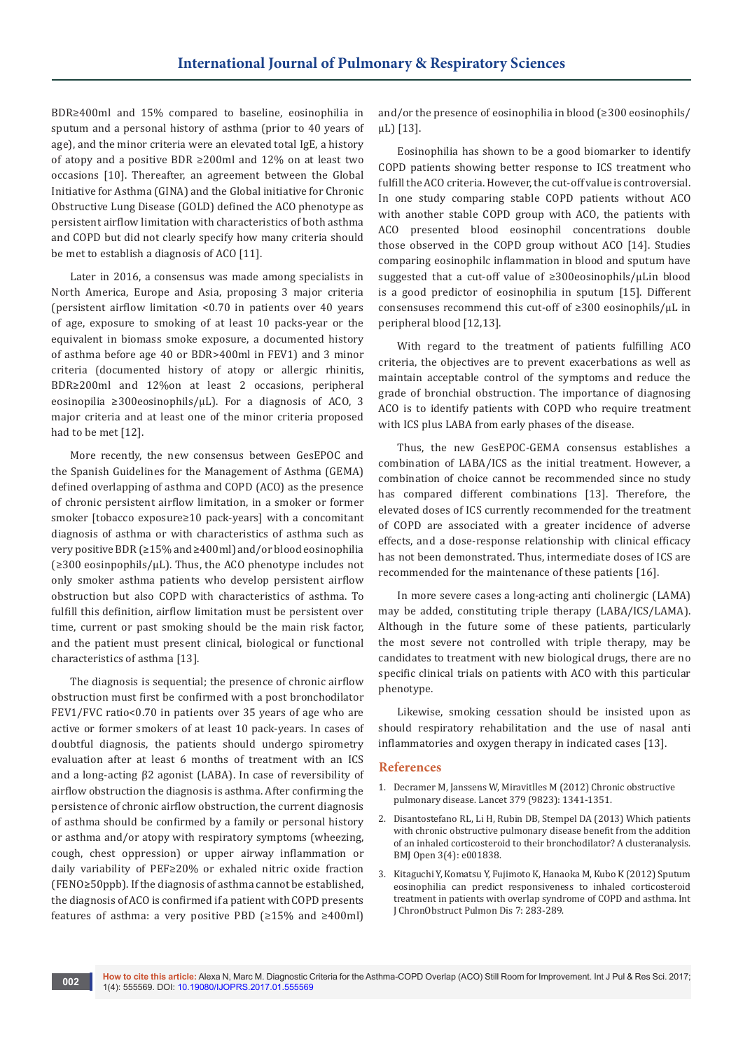BDR≥400ml and 15% compared to baseline, eosinophilia in sputum and a personal history of asthma (prior to 40 years of age), and the minor criteria were an elevated total IgE, a history of atopy and a positive BDR ≥200ml and 12% on at least two occasions [10]. Thereafter, an agreement between the Global Initiative for Asthma (GINA) and the Global initiative for Chronic Obstructive Lung Disease (GOLD) defined the ACO phenotype as persistent airflow limitation with characteristics of both asthma and COPD but did not clearly specify how many criteria should be met to establish a diagnosis of ACO [11].

Later in 2016, a consensus was made among specialists in North America, Europe and Asia, proposing 3 major criteria (persistent airflow limitation <0.70 in patients over 40 years of age, exposure to smoking of at least 10 packs-year or the equivalent in biomass smoke exposure, a documented history of asthma before age 40 or BDR>400ml in FEV1) and 3 minor criteria (documented history of atopy or allergic rhinitis, BDR≥200ml and 12%on at least 2 occasions, peripheral eosinopilia ≥300eosinophils/μL). For a diagnosis of ACO, 3 major criteria and at least one of the minor criteria proposed had to be met [12].

More recently, the new consensus between GesEPOC and the Spanish Guidelines for the Management of Asthma (GEMA) defined overlapping of asthma and COPD (ACO) as the presence of chronic persistent airflow limitation, in a smoker or former smoker [tobacco exposure≥10 pack-years] with a concomitant diagnosis of asthma or with characteristics of asthma such as very positive BDR (≥15% and ≥400ml) and/or blood eosinophilia (≥300 eosinpophils/μL). Thus, the ACO phenotype includes not only smoker asthma patients who develop persistent airflow obstruction but also COPD with characteristics of asthma. To fulfill this definition, airflow limitation must be persistent over time, current or past smoking should be the main risk factor, and the patient must present clinical, biological or functional characteristics of asthma [13].

The diagnosis is sequential; the presence of chronic airflow obstruction must first be confirmed with a post bronchodilator FEV1/FVC ratio<0.70 in patients over 35 years of age who are active or former smokers of at least 10 pack-years. In cases of doubtful diagnosis, the patients should undergo spirometry evaluation after at least 6 months of treatment with an ICS and a long-acting β2 agonist (LABA). In case of reversibility of airflow obstruction the diagnosis is asthma. After confirming the persistence of chronic airflow obstruction, the current diagnosis of asthma should be confirmed by a family or personal history or asthma and/or atopy with respiratory symptoms (wheezing, cough, chest oppression) or upper airway inflammation or daily variability of PEF≥20% or exhaled nitric oxide fraction (FENO≥50ppb). If the diagnosis of asthma cannot be established, the diagnosis of ACO is confirmed if a patient with COPD presents features of asthma: a very positive PBD (≥15% and ≥400ml) and/or the presence of eosinophilia in blood (≥300 eosinophils/μL) [13].

Eosinophilia has shown to be a good biomarker to identify COPD patients showing better response to ICS treatment who fulfill the ACO criteria. However, the cut-off value is controversial. In one study comparing stable COPD patients without ACO with another stable COPD group with ACO, the patients with ACO presented blood eosinophil concentrations double those observed in the COPD group without ACO [14]. Studies comparing eosinophilc inflammation in blood and sputum have suggested that a cut-off value of ≥300eosinophils/μLin blood is a good predictor of eosinophilia in sputum [15]. Different consensuses recommend this cut-off of ≥300 eosinophils/μL in peripheral blood [12,13].

With regard to the treatment of patients fulfilling ACO criteria, the objectives are to prevent exacerbations as well as maintain acceptable control of the symptoms and reduce the grade of bronchial obstruction. The importance of diagnosing ACO is to identify patients with COPD who require treatment with ICS plus LABA from early phases of the disease.

Thus, the new GesEPOC-GEMA consensus establishes a combination of LABA/ICS as the initial treatment. However, a combination of choice cannot be recommended since no study has compared different combinations [13]. Therefore, the elevated doses of ICS currently recommended for the treatment of COPD are associated with a greater incidence of adverse effects, and a dose-response relationship with clinical efficacy has not been demonstrated. Thus, intermediate doses of ICS are recommended for the maintenance of these patients [16].

In more severe cases a long-acting anti cholinergic (LAMA) may be added, constituting triple therapy (LABA/ICS/LAMA). Although in the future some of these patients, particularly the most severe not controlled with triple therapy, may be candidates to treatment with new biological drugs, there are no specific clinical trials on patients with ACO with this particular phenotype.

Likewise, smoking cessation should be insisted upon as should respiratory rehabilitation and the use of nasal anti inflammatories and oxygen therapy in indicated cases [13].

## References

1. Decramer M, Janssens W, Miravitlles M (2012) Chronic obstructive pulmonary disease. Lancet 379 (9823): 1341-1351.
2. Disantostefano RL, Li H, Rubin DB, Stempel DA (2013) Which patients with chronic obstructive pulmonary disease benefit from the addition of an inhaled corticosteroid to their bronchodilator? A clusteranalysis. BMJ Open 3(4): e001838.
3. Kitaguchi Y, Komatsu Y, Fujimoto K, Hanaoka M, Kubo K (2012) Sputum eosinophilia can predict responsiveness to inhaled corticosteroid treatment in patients with overlap syndrome of COPD and asthma. Int J ChronObstruct Pulmon Dis 7: 283-289.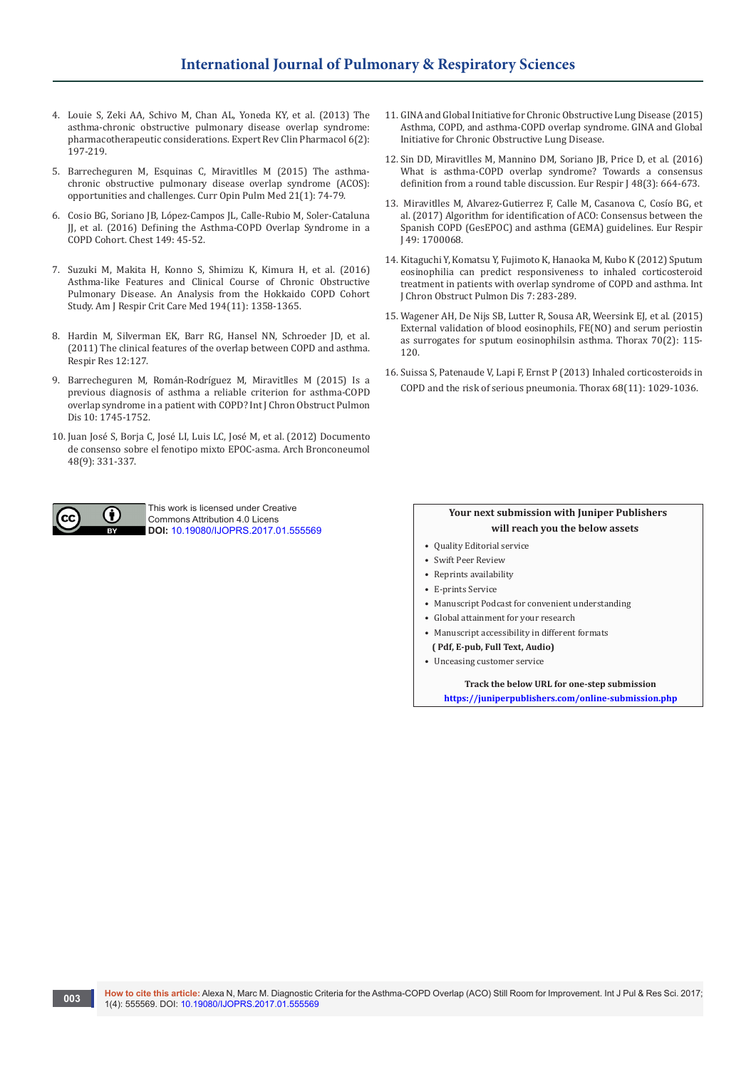4. Louie S, Zeki AA, Schivo M, Chan AL, Yoneda KY, et al. (2013) The asthma-chronic obstructive pulmonary disease overlap syndrome: pharmacotherapeutic considerations. Expert Rev Clin Pharmacol 6(2): 197-219.

5. Barrecheguren M, Esquinas C, Miravitlles M (2015) The asthma-chronic obstructive pulmonary disease overlap syndrome (ACOS): opportunities and challenges. Curr Opin Pulm Med 21(1): 74-79.

6. Cosio BG, Soriano JB, López-Campos JL, Calle-Rubio M, Soler-Cataluna JJ, et al. (2016) Defining the Asthma-COPD Overlap Syndrome in a COPD Cohort. Chest 149: 45-52.

7. Suzuki M, Makita H, Konno S, Shimizu K, Kimura H, et al. (2016) Asthma-like Features and Clinical Course of Chronic Obstructive Pulmonary Disease. An Analysis from the Hokkaido COPD Cohort Study. Am J Respir Crit Care Med 194(11): 1358-1365.

8. Hardin M, Silverman EK, Barr RG, Hansel NN, Schroeder JD, et al. (2011) The clinical features of the overlap between COPD and asthma. Respir Res 12:127.

9. Barrecheguren M, Román-Rodríguez M, Miravitlles M (2015) Is a previous diagnosis of asthma a reliable criterion for asthma-COPD overlap syndrome in a patient with COPD? Int J Chron Obstruct Pulmon Dis 10: 1745-1752.

10. Juan José S, Borja C, José LI, Luis LC, José M, et al. (2012) Documento de consenso sobre el fenotipo mixto EPOC-asma. Arch Bronconeumol 48(9): 331-337.

11. GINA and Global Initiative for Chronic Obstructive Lung Disease (2015) Asthma, COPD, and asthma-COPD overlap syndrome. GINA and Global Initiative for Chronic Obstructive Lung Disease.

12. Sin DD, Miravitlles M, Mannino DM, Soriano JB, Price D, et al. (2016) What is asthma-COPD overlap syndrome? Towards a consensus definition from a round table discussion. Eur Respir J 48(3): 664-673.

13. Miravitlles M, Alvarez-Gutierrez F, Calle M, Casanova C, Cosío BG, et al. (2017) Algorithm for identification of ACO: Consensus between the Spanish COPD (GesEPOC) and asthma (GEMA) guidelines. Eur Respir J 49: 1700068.

14. Kitaguchi Y, Komatsu Y, Fujimoto K, Hanaoka M, Kubo K (2012) Sputum eosinophilia can predict responsiveness to inhaled corticosteroid treatment in patients with overlap syndrome of COPD and asthma. Int J Chron Obstruct Pulmon Dis 7: 283-289.

15. Wagener AH, De Nijs SB, Lutter R, Sousa AR, Weersink EJ, et al. (2015) External validation of blood eosinophils, FE(NO) and serum periostin as surrogates for sputum eosinophilsin asthma. Thorax 70(2): 115-120.

16. Suissa S, Patenaude V, Lapi F, Ernst P (2013) Inhaled corticosteroids in COPD and the risk of serious pneumonia. Thorax 68(11): 1029-1036.

This work is licensed under Creative Commons Attribution 4.0 Licens
**DOI:** 10.19080/IJOPRS.2017.01.555569

**Your next submission with Juniper Publishers will reach you the below assets**

- Quality Editorial service
- Swift Peer Review
- Reprints availability
- E-prints Service
- Manuscript Podcast for convenient understanding
- Global attainment for your research
- Manuscript accessibility in different formats
  **( Pdf, E-pub, Full Text, Audio)**
- Unceasing customer service

**Track the below URL for one-step submission**
**https://juniperpublishers.com/online-submission.php**